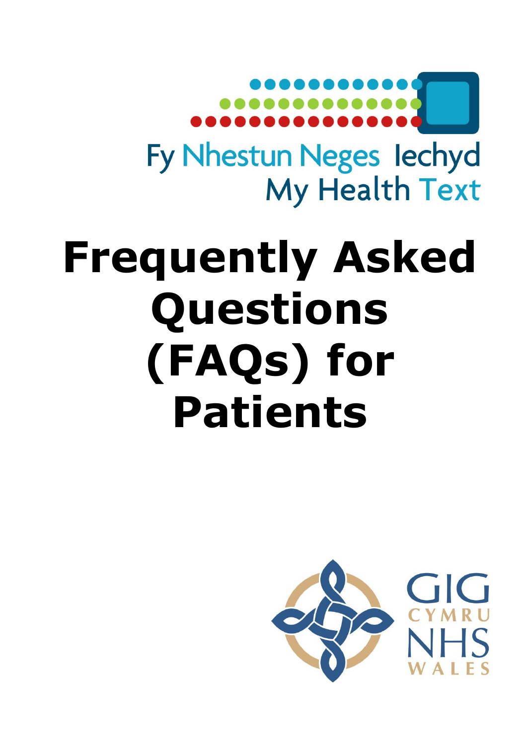Fy Nhestun Neges Iechyd
My Health Text

# Frequently Asked Questions (FAQs) for Patients

GIG CYMRU
NHS WALES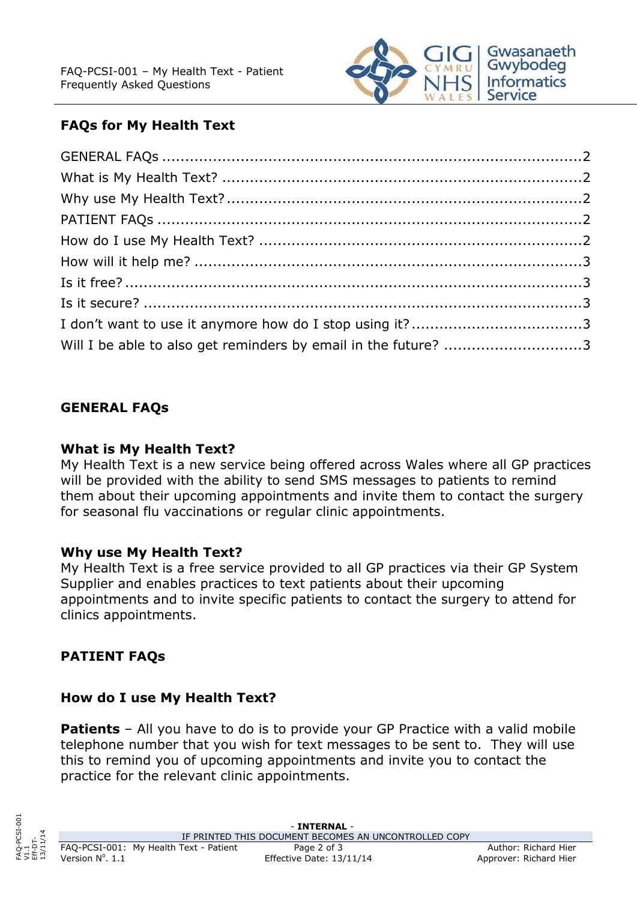## FAQs for My Health Text

GENERAL FAQs ........................................................................................2
What is My Health Text? .............................................................................2
Why use My Health Text?.............................................................................2
PATIENT FAQs ........................................................................................2
How do I use My Health Text? .....................................................................2
How will it help me? ...................................................................................3
Is it free?.................................................................................................3
Is it secure? .............................................................................................3
I don't want to use it anymore how do I stop using it?....................................3
Will I be able to also get reminders by email in the future? .............................3

## GENERAL FAQs

### What is My Health Text?

My Health Text is a new service being offered across Wales where all GP practices will be provided with the ability to send SMS messages to patients to remind them about their upcoming appointments and invite them to contact the surgery for seasonal flu vaccinations or regular clinic appointments.

### Why use My Health Text?

My Health Text is a free service provided to all GP practices via their GP System Supplier and enables practices to text patients about their upcoming appointments and to invite specific patients to contact the surgery to attend for clinics appointments.

## PATIENT FAQs

### How do I use My Health Text?

**Patients** – All you have to do is to provide your GP Practice with a valid mobile telephone number that you wish for text messages to be sent to. They will use this to remind you of upcoming appointments and invite you to contact the practice for the relevant clinic appointments.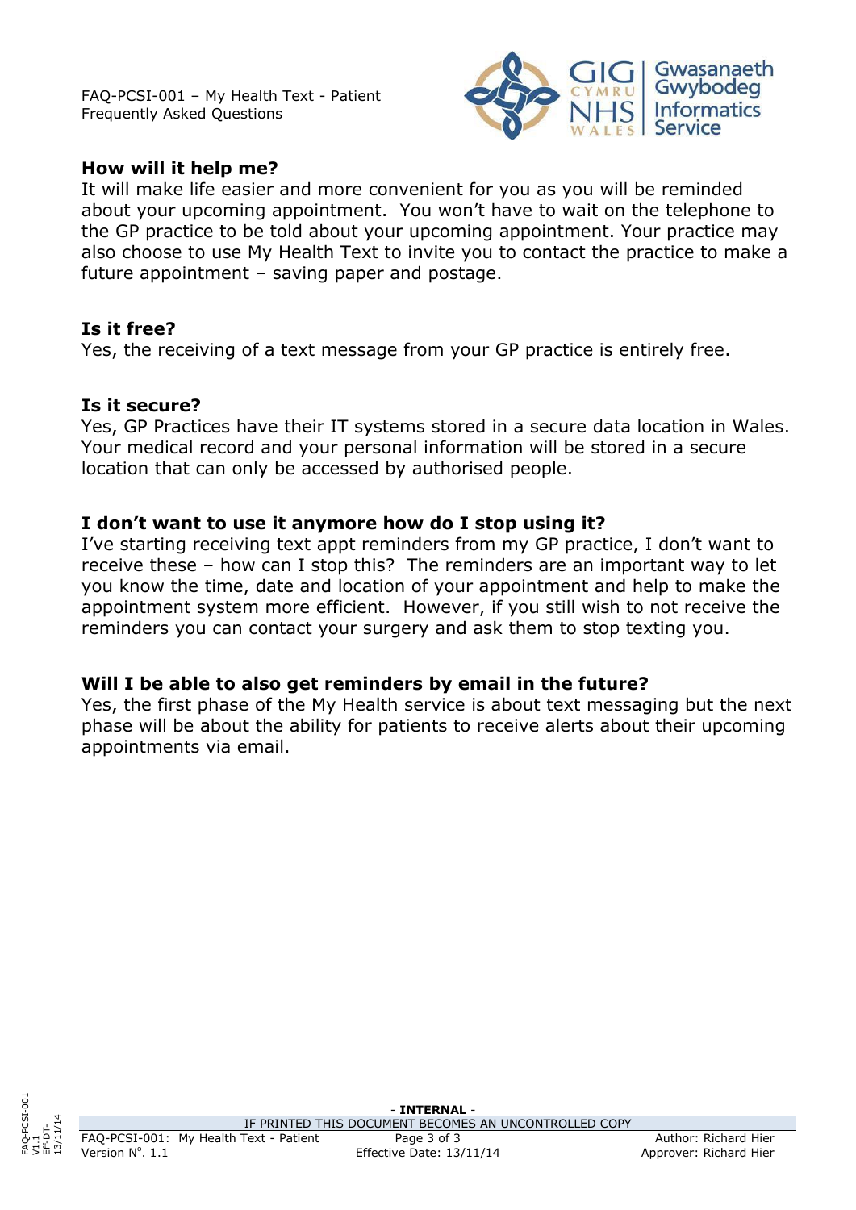**How will it help me?**

It will make life easier and more convenient for you as you will be reminded about your upcoming appointment. You won't have to wait on the telephone to the GP practice to be told about your upcoming appointment. Your practice may also choose to use My Health Text to invite you to contact the practice to make a future appointment – saving paper and postage.

**Is it free?**

Yes, the receiving of a text message from your GP practice is entirely free.

**Is it secure?**

Yes, GP Practices have their IT systems stored in a secure data location in Wales. Your medical record and your personal information will be stored in a secure location that can only be accessed by authorised people.

**I don't want to use it anymore how do I stop using it?**

I've starting receiving text appt reminders from my GP practice, I don't want to receive these – how can I stop this? The reminders are an important way to let you know the time, date and location of your appointment and help to make the appointment system more efficient. However, if you still wish to not receive the reminders you can contact your surgery and ask them to stop texting you.

**Will I be able to also get reminders by email in the future?**

Yes, the first phase of the My Health service is about text messaging but the next phase will be about the ability for patients to receive alerts about their upcoming appointments via email.